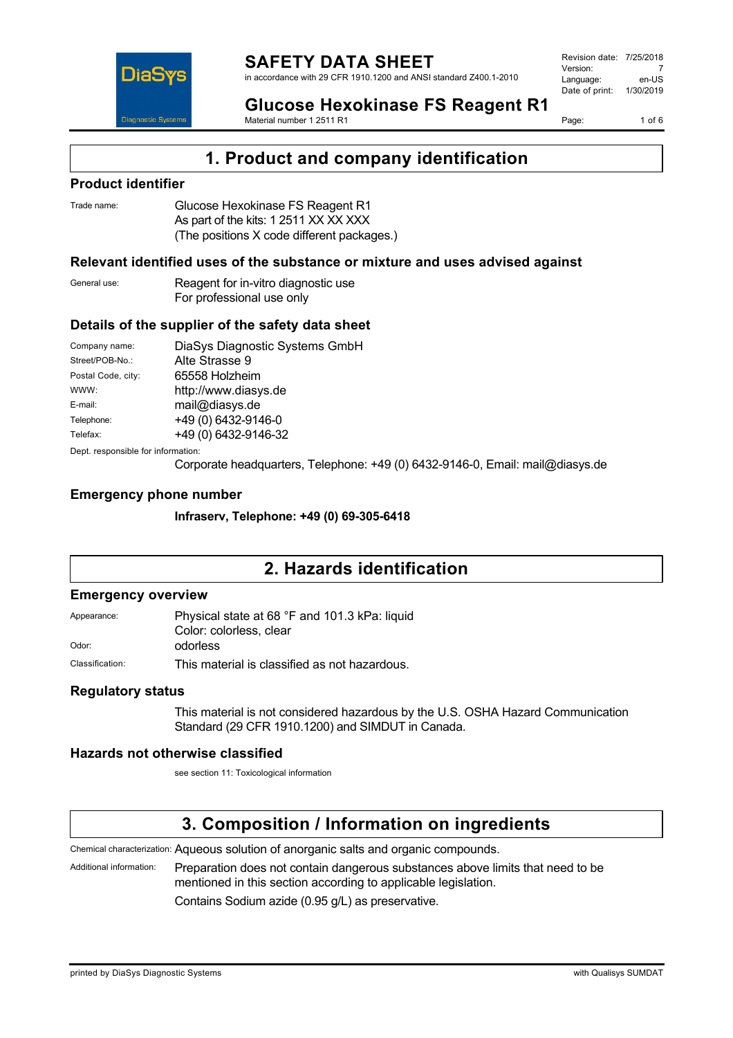# SAFETY DATA SHEET

in accordance with 29 CFR 1910.1200 and ANSI standard Z400.1-2010

| | |
|---|---|
| Revision date: | 7/25/2018 |
| Version: | 7 |
| Language: | en-US |
| Date of print: | 1/30/2019 |

## Glucose Hexokinase FS Reagent R1

Material number 1 2511 R1

## 1. Product and company identification

### Product identifier

Trade name: Glucose Hexokinase FS Reagent R1
As part of the kits: 1 2511 XX XX XXX
(The positions X code different packages.)

### Relevant identified uses of the substance or mixture and uses advised against

General use: Reagent for in-vitro diagnostic use
For professional use only

### Details of the supplier of the safety data sheet

| | |
|---|---|
| Company name: | DiaSys Diagnostic Systems GmbH |
| Street/POB-No.: | Alte Strasse 9 |
| Postal Code, city: | 65558 Holzheim |
| WWW: | http://www.diasys.de |
| E-mail: | mail@diasys.de |
| Telephone: | +49 (0) 6432-9146-0 |
| Telefax: | +49 (0) 6432-9146-32 |

Dept. responsible for information:
Corporate headquarters, Telephone: +49 (0) 6432-9146-0, Email: mail@diasys.de

### Emergency phone number

**Infraserv, Telephone: +49 (0) 69-305-6418**

## 2. Hazards identification

### Emergency overview

Appearance: Physical state at 68 °F and 101.3 kPa: liquid
Color: colorless, clear

Odor: odorless

Classification: This material is classified as not hazardous.

### Regulatory status

This material is not considered hazardous by the U.S. OSHA Hazard Communication Standard (29 CFR 1910.1200) and SIMDUT in Canada.

### Hazards not otherwise classified

see section 11: Toxicological information

## 3. Composition / Information on ingredients

Chemical characterization: Aqueous solution of anorganic salts and organic compounds.

Additional information: Preparation does not contain dangerous substances above limits that need to be mentioned in this section according to applicable legislation.
Contains Sodium azide (0.95 g/L) as preservative.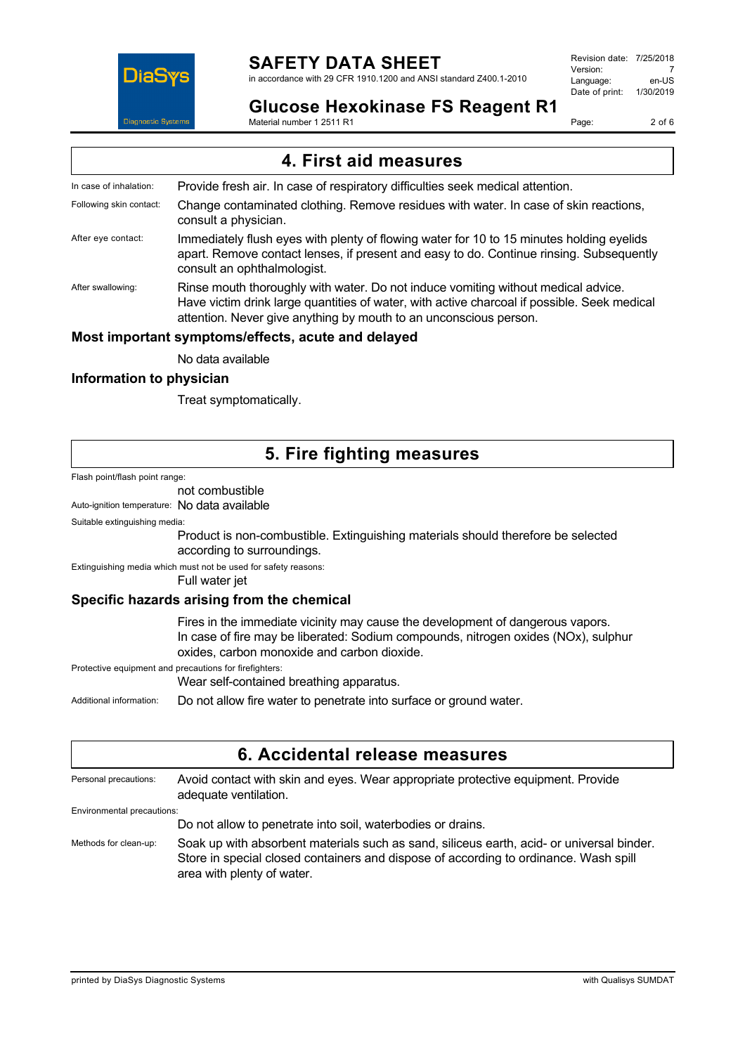## 4. First aid measures

In case of inhalation: Provide fresh air. In case of respiratory difficulties seek medical attention.

Following skin contact: Change contaminated clothing. Remove residues with water. In case of skin reactions, consult a physician.

After eye contact: Immediately flush eyes with plenty of flowing water for 10 to 15 minutes holding eyelids apart. Remove contact lenses, if present and easy to do. Continue rinsing. Subsequently consult an ophthalmologist.

After swallowing: Rinse mouth thoroughly with water. Do not induce vomiting without medical advice. Have victim drink large quantities of water, with active charcoal if possible. Seek medical attention. Never give anything by mouth to an unconscious person.

### Most important symptoms/effects, acute and delayed

No data available

### Information to physician

Treat symptomatically.

## 5. Fire fighting measures

Flash point/flash point range:

not combustible

Auto-ignition temperature: No data available

Suitable extinguishing media:

Product is non-combustible. Extinguishing materials should therefore be selected according to surroundings.

Extinguishing media which must not be used for safety reasons:

Full water jet

### Specific hazards arising from the chemical

Fires in the immediate vicinity may cause the development of dangerous vapors. In case of fire may be liberated: Sodium compounds, nitrogen oxides (NOx), sulphur oxides, carbon monoxide and carbon dioxide.

Protective equipment and precautions for firefighters:

Wear self-contained breathing apparatus.

Additional information: Do not allow fire water to penetrate into surface or ground water.

## 6. Accidental release measures

Personal precautions: Avoid contact with skin and eyes. Wear appropriate protective equipment. Provide adequate ventilation.

Environmental precautions:

Do not allow to penetrate into soil, waterbodies or drains.

Methods for clean-up: Soak up with absorbent materials such as sand, siliceus earth, acid- or universal binder. Store in special closed containers and dispose of according to ordinance. Wash spill area with plenty of water.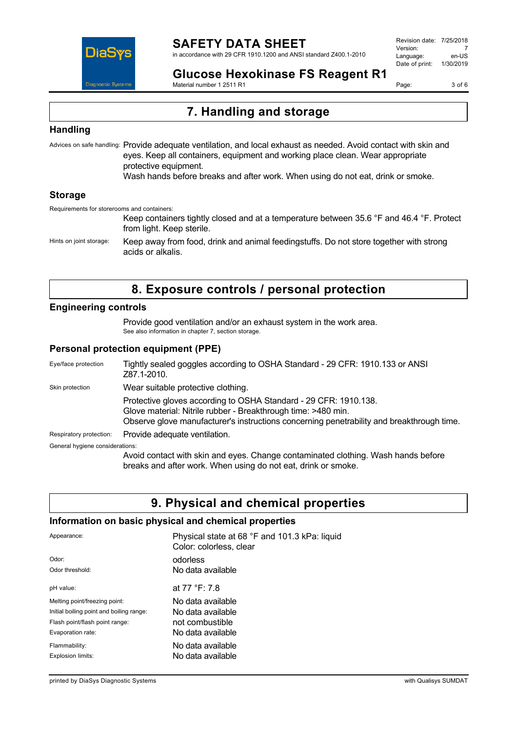# 7. Handling and storage

## Handling

Advices on safe handling: Provide adequate ventilation, and local exhaust as needed. Avoid contact with skin and eyes. Keep all containers, equipment and working place clean. Wear appropriate protective equipment.
Wash hands before breaks and after work. When using do not eat, drink or smoke.

## Storage

Requirements for storerooms and containers:

Keep containers tightly closed and at a temperature between 35.6 °F and 46.4 °F. Protect from light. Keep sterile.

Hints on joint storage: Keep away from food, drink and animal feedingstuffs. Do not store together with strong acids or alkalis.

# 8. Exposure controls / personal protection

## Engineering controls

Provide good ventilation and/or an exhaust system in the work area.
See also information in chapter 7, section storage.

## Personal protection equipment (PPE)

Eye/face protection: Tightly sealed goggles according to OSHA Standard - 29 CFR: 1910.133 or ANSI Z87.1-2010.

Skin protection: Wear suitable protective clothing.

Protective gloves according to OSHA Standard - 29 CFR: 1910.138.
Glove material: Nitrile rubber - Breakthrough time: >480 min.
Observe glove manufacturer's instructions concerning penetrability and breakthrough time.

Respiratory protection: Provide adequate ventilation.

General hygiene considerations:

Avoid contact with skin and eyes. Change contaminated clothing. Wash hands before breaks and after work. When using do not eat, drink or smoke.

# 9. Physical and chemical properties

## Information on basic physical and chemical properties

| | |
|---|---|
| Appearance: | Physical state at 68 °F and 101.3 kPa: liquid<br>Color: colorless, clear |
| Odor: | odorless |
| Odor threshold: | No data available |
| pH value: | at 77 °F: 7.8 |
| Melting point/freezing point: | No data available |
| Initial boiling point and boiling range: | No data available |
| Flash point/flash point range: | not combustible |
| Evaporation rate: | No data available |
| Flammability: | No data available |
| Explosion limits: | No data available |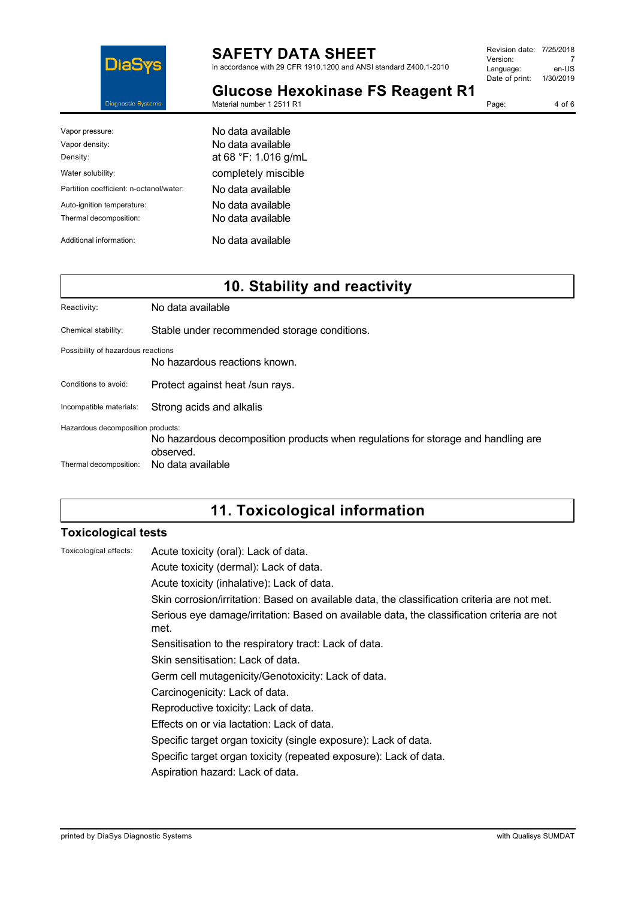| | |
|---|---|
| Vapor pressure: | No data available |
| Vapor density: | No data available |
| Density: | at 68 °F: 1.016 g/mL |
| Water solubility: | completely miscible |
| Partition coefficient: n-octanol/water: | No data available |
| Auto-ignition temperature: | No data available |
| Thermal decomposition: | No data available |
| Additional information: | No data available |

## 10. Stability and reactivity

Reactivity: No data available

Chemical stability: Stable under recommended storage conditions.

Possibility of hazardous reactions
No hazardous reactions known.

Conditions to avoid: Protect against heat /sun rays.

Incompatible materials: Strong acids and alkalis

Hazardous decomposition products:
No hazardous decomposition products when regulations for storage and handling are observed.

Thermal decomposition: No data available

## 11. Toxicological information

### Toxicological tests

Toxicological effects:

Acute toxicity (oral): Lack of data.
Acute toxicity (dermal): Lack of data.
Acute toxicity (inhalative): Lack of data.
Skin corrosion/irritation: Based on available data, the classification criteria are not met.
Serious eye damage/irritation: Based on available data, the classification criteria are not met.
Sensitisation to the respiratory tract: Lack of data.
Skin sensitisation: Lack of data.
Germ cell mutagenicity/Genotoxicity: Lack of data.
Carcinogenicity: Lack of data.
Reproductive toxicity: Lack of data.
Effects on or via lactation: Lack of data.
Specific target organ toxicity (single exposure): Lack of data.
Specific target organ toxicity (repeated exposure): Lack of data.
Aspiration hazard: Lack of data.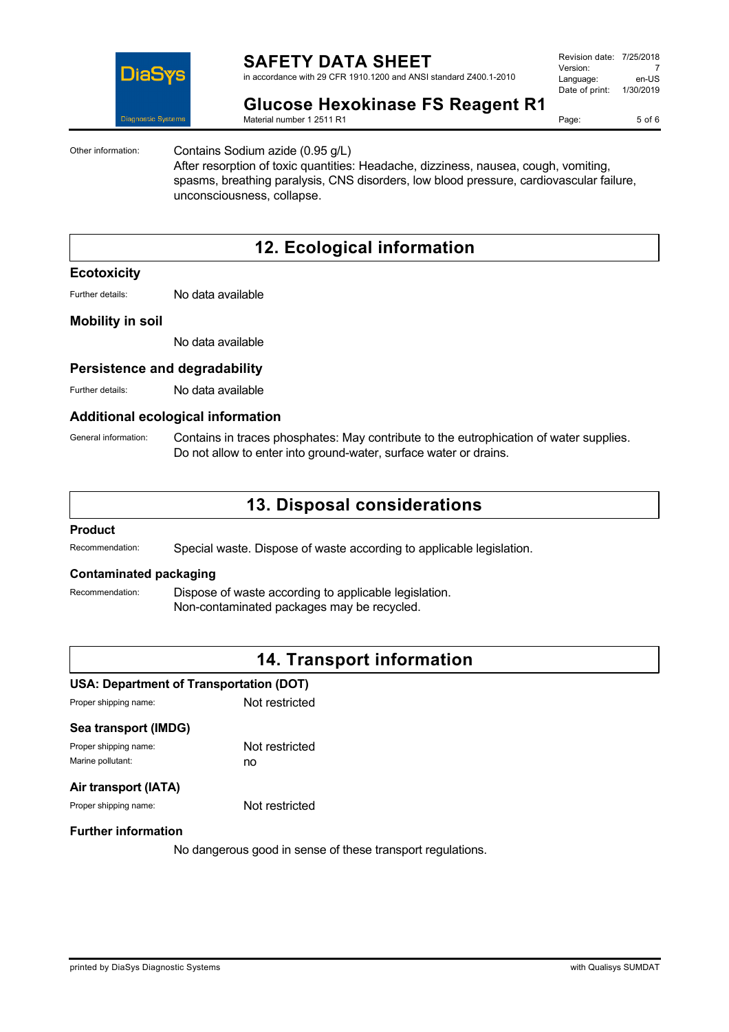Other information: Contains Sodium azide (0.95 g/L)
After resorption of toxic quantities: Headache, dizziness, nausea, cough, vomiting, spasms, breathing paralysis, CNS disorders, low blood pressure, cardiovascular failure, unconsciousness, collapse.

## 12. Ecological information

### Ecotoxicity

Further details: No data available

### Mobility in soil

No data available

### Persistence and degradability

Further details: No data available

### Additional ecological information

General information: Contains in traces phosphates: May contribute to the eutrophication of water supplies.
Do not allow to enter into ground-water, surface water or drains.

## 13. Disposal considerations

### Product

Recommendation: Special waste. Dispose of waste according to applicable legislation.

### Contaminated packaging

Recommendation: Dispose of waste according to applicable legislation.
Non-contaminated packages may be recycled.

## 14. Transport information

### USA: Department of Transportation (DOT)

Proper shipping name: Not restricted

### Sea transport (IMDG)

Proper shipping name: Not restricted
Marine pollutant: no

### Air transport (IATA)

Proper shipping name: Not restricted

### Further information

No dangerous good in sense of these transport regulations.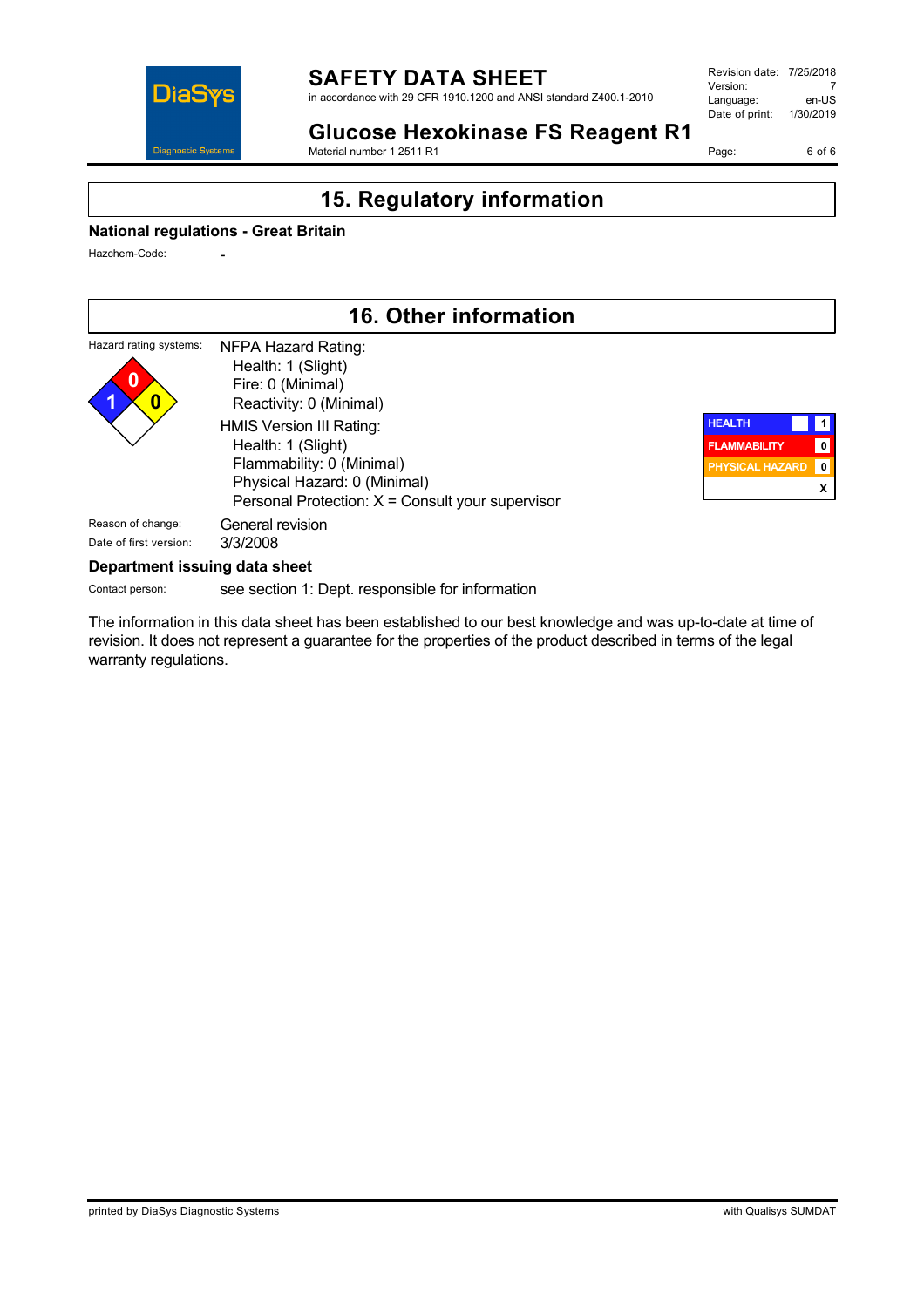## 15. Regulatory information

**National regulations - Great Britain**

Hazchem-Code: -

## 16. Other information

Hazard rating systems:

NFPA Hazard Rating:
- Health: 1 (Slight)
- Fire: 0 (Minimal)
- Reactivity: 0 (Minimal)

HMIS Version III Rating:
- Health: 1 (Slight)
- Flammability: 0 (Minimal)
- Physical Hazard: 0 (Minimal)
- Personal Protection: X = Consult your supervisor

| | |
|---|---|
| HEALTH | 1 |
| FLAMMABILITY | 0 |
| PHYSICAL HAZARD | 0 |
| | X |

Reason of change: General revision

Date of first version: 3/3/2008

**Department issuing data sheet**

Contact person: see section 1: Dept. responsible for information

The information in this data sheet has been established to our best knowledge and was up-to-date at time of revision. It does not represent a guarantee for the properties of the product described in terms of the legal warranty regulations.